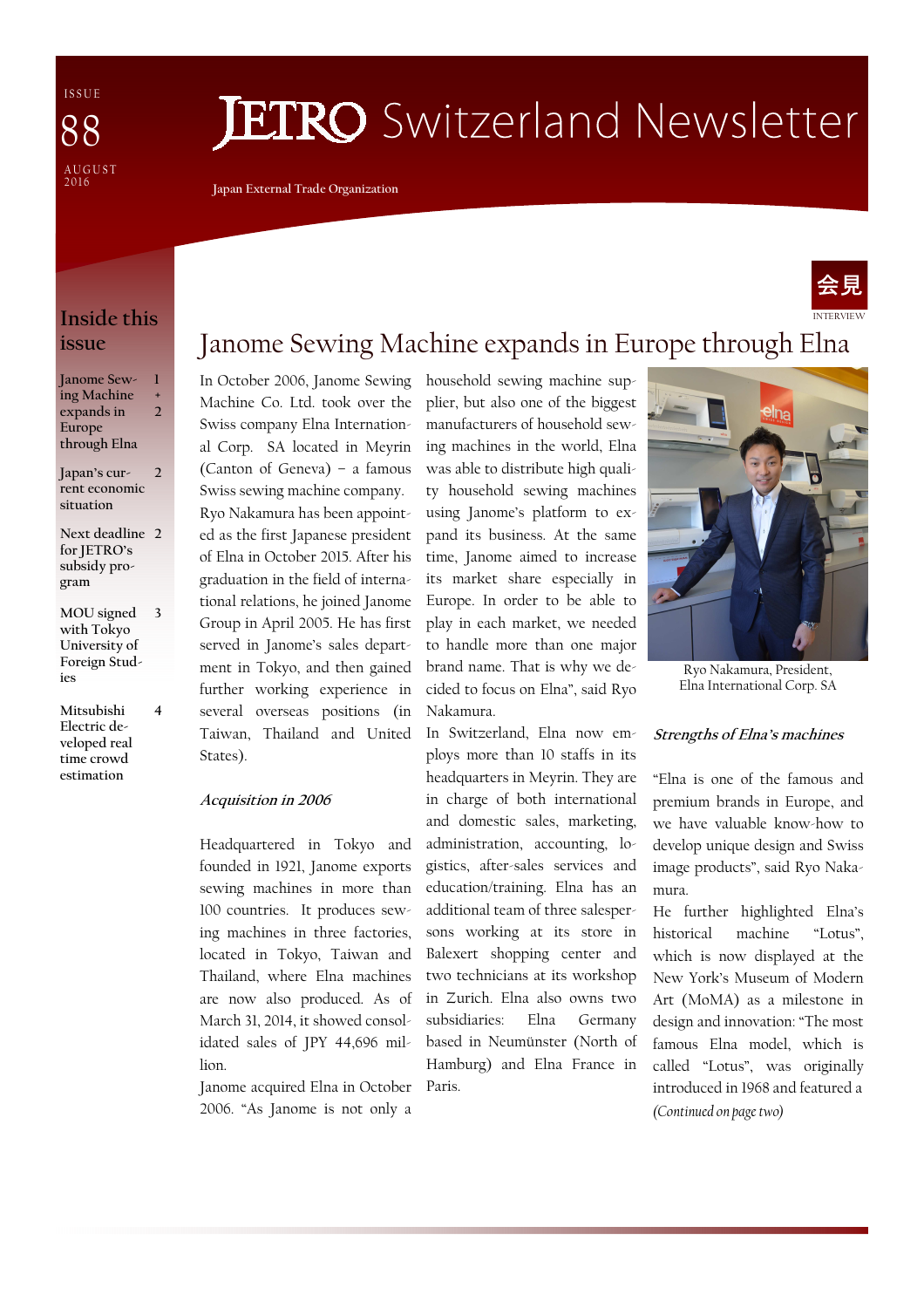ISSUE 88 AUGUST 2016

# JETRO Switzerland Newsletter

Japan External Trade Organization

## Inside this issue

| | |
|---|---|
| Janome Sewing Machine expands in Europe through Elna | 1 + 2 |
| Japan's current economic situation | 2 |
| Next deadline for JETRO's subsidy program | 2 |
| MOU signed with Tokyo University of Foreign Studies | 3 |
| Mitsubishi Electric developed real time crowd estimation | 4 |

会見 INTERVIEW

## Janome Sewing Machine expands in Europe through Elna

In October 2006, Janome Sewing Machine Co. Ltd. took over the Swiss company Elna International Corp. SA located in Meyrin (Canton of Geneva) – a famous Swiss sewing machine company. Ryo Nakamura has been appointed as the first Japanese president of Elna in October 2015. After his graduation in the field of international relations, he joined Janome Group in April 2005. He has first served in Janome's sales department in Tokyo, and then gained further working experience in several overseas positions (in Taiwan, Thailand and United States).

### *Acquisition in 2006*

Headquartered in Tokyo and founded in 1921, Janome exports sewing machines in more than 100 countries. It produces sewing machines in three factories, located in Tokyo, Taiwan and Thailand, where Elna machines are now also produced. As of March 31, 2014, it showed consolidated sales of JPY 44,696 million.

Janome acquired Elna in October 2006. "As Janome is not only a household sewing machine supplier, but also one of the biggest manufacturers of household sewing machines in the world, Elna was able to distribute high quality household sewing machines using Janome's platform to expand its business. At the same time, Janome aimed to increase its market share especially in Europe. In order to be able to play in each market, we needed to handle more than one major brand name. That is why we decided to focus on Elna", said Ryo Nakamura.

In Switzerland, Elna now employs more than 10 staffs in its headquarters in Meyrin. They are in charge of both international and domestic sales, marketing, administration, accounting, logistics, after-sales services and education/training. Elna has an additional team of three salespersons working at its store in Balexert shopping center and two technicians at its workshop in Zurich. Elna also owns two subsidiaries: Elna Germany based in Neumünster (North of Hamburg) and Elna France in Paris.

Ryo Nakamura, President, Elna International Corp. SA

### *Strengths of Elna's machines*

"Elna is one of the famous and premium brands in Europe, and we have valuable know-how to develop unique design and Swiss image products", said Ryo Nakamura.

He further highlighted Elna's historical machine "Lotus", which is now displayed at the New York's Museum of Modern Art (MoMA) as a milestone in design and innovation: "The most famous Elna model, which is called "Lotus", was originally introduced in 1968 and featured a

*(Continued on page two)*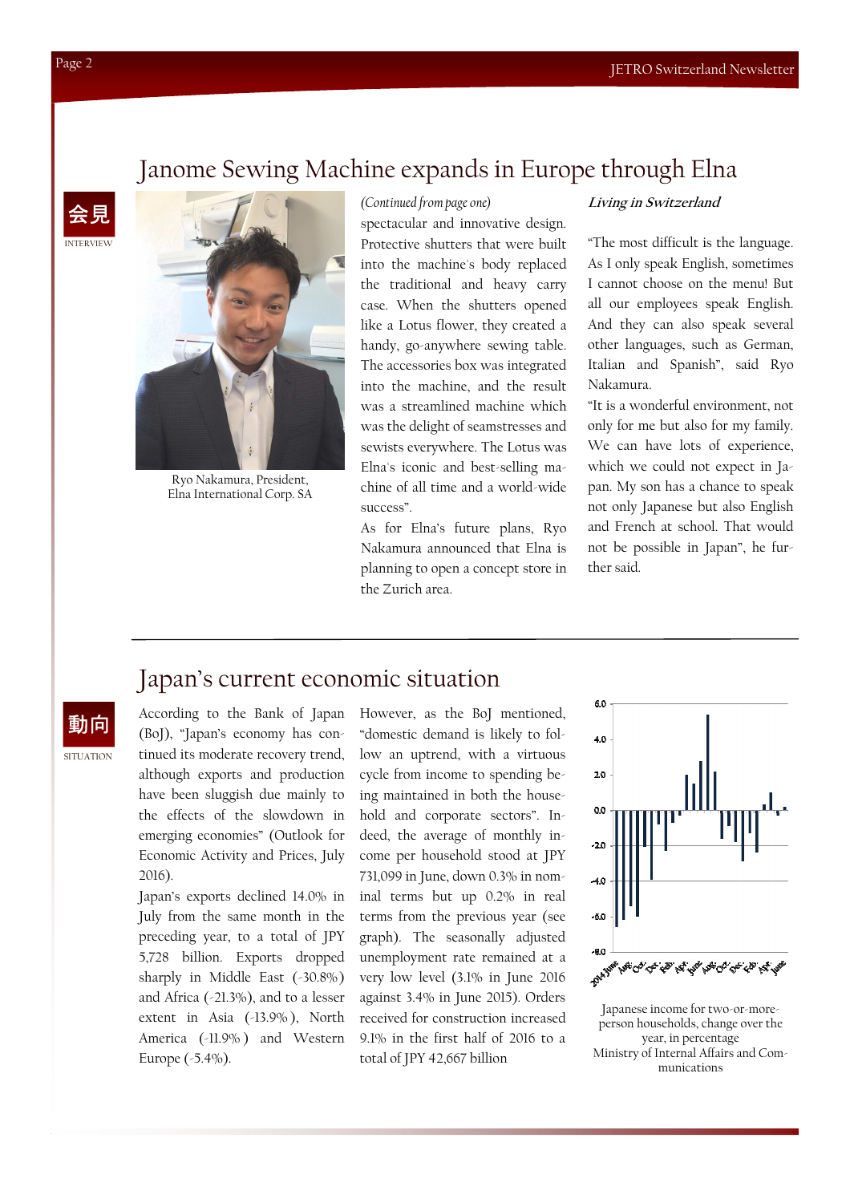## Janome Sewing Machine expands in Europe through Elna

会見

INTERVIEW

Ryo Nakamura, President, Elna International Corp. SA

*(Continued from page one)*

spectacular and innovative design. Protective shutters that were built into the machine's body replaced the traditional and heavy carry case. When the shutters opened like a Lotus flower, they created a handy, go-anywhere sewing table. The accessories box was integrated into the machine, and the result was a streamlined machine which was the delight of seamstresses and sewists everywhere. The Lotus was Elna's iconic and best-selling machine of all time and a world-wide success".

As for Elna's future plans, Ryo Nakamura announced that Elna is planning to open a concept store in the Zurich area.

***Living in Switzerland***

"The most difficult is the language. As I only speak English, sometimes I cannot choose on the menu! But all our employees speak English. And they can also speak several other languages, such as German, Italian and Spanish", said Ryo Nakamura.

"It is a wonderful environment, not only for me but also for my family. We can have lots of experience, which we could not expect in Japan. My son has a chance to speak not only Japanese but also English and French at school. That would not be possible in Japan", he further said.

## Japan's current economic situation

動向

SITUATION

According to the Bank of Japan (BoJ), "Japan's economy has continued its moderate recovery trend, although exports and production have been sluggish due mainly to the effects of the slowdown in emerging economies" (Outlook for Economic Activity and Prices, July 2016).

Japan's exports declined 14.0% in July from the same month in the preceding year, to a total of JPY 5,728 billion. Exports dropped sharply in Middle East (-30.8%) and Africa (-21.3%), and to a lesser extent in Asia (-13.9%), North America (-11.9%) and Western Europe (-5.4%).

However, as the BoJ mentioned, "domestic demand is likely to follow an uptrend, with a virtuous cycle from income to spending being maintained in both the household and corporate sectors". Indeed, the average of monthly income per household stood at JPY 731,099 in June, down 0.3% in nominal terms but up 0.2% in real terms from the previous year (see graph). The seasonally adjusted unemployment rate remained at a very low level (3.1% in June 2016 against 3.4% in June 2015). Orders received for construction increased 9.1% in the first half of 2016 to a total of JPY 42,667 billion

Japanese income for two-or-more-person households, change over the year, in percentage

Ministry of Internal Affairs and Communications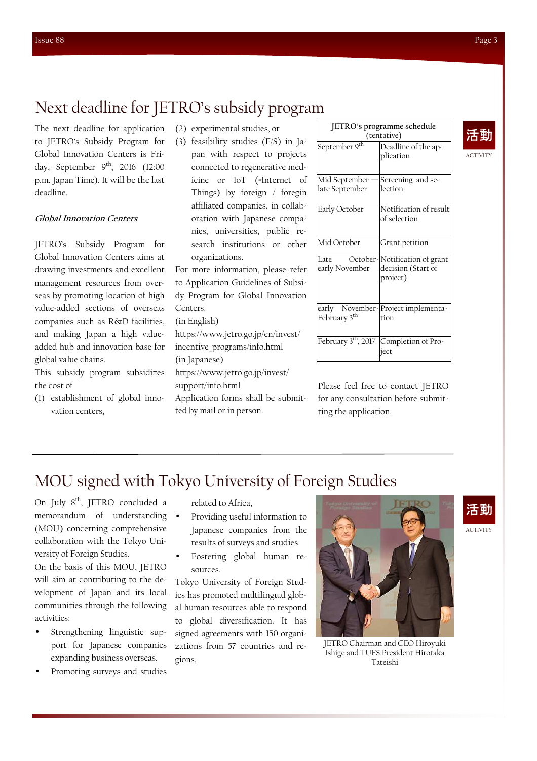# Next deadline for JETRO's subsidy program

活動

ACTIVITY

The next deadline for application to JETRO's Subsidy Program for Global Innovation Centers is Friday, September 9th, 2016 (12:00 p.m. Japan Time). It will be the last deadline.

***Global Innovation Centers***

JETRO's Subsidy Program for Global Innovation Centers aims at drawing investments and excellent management resources from overseas by promoting location of high value-added sections of overseas companies such as R&D facilities, and making Japan a high value-added hub and innovation base for global value chains.

This subsidy program subsidizes the cost of

(1) establishment of global innovation centers,

(2) experimental studies, or

(3) feasibility studies (F/S) in Japan with respect to projects connected to regenerative medicine or IoT (=Internet of Things) by foreign / foreign affiliated companies, in collaboration with Japanese companies, universities, public research institutions or other organizations.

For more information, please refer to Application Guidelines of Subsidy Program for Global Innovation Centers.

(in English)

https://www.jetro.go.jp/en/invest/incentive_programs/info.html

(in Japanese)

https://www.jetro.go.jp/invest/support/info.html

Application forms shall be submitted by mail or in person.

| JETRO's programme schedule (tentative) | |
|---|---|
| September 9th | Deadline of the application |
| Mid September — late September | Screening and selection |
| Early October | Notification of result of selection |
| Mid October | Grant petition |
| Late October-early November | Notification of grant decision (Start of project) |
| early November-February 3th | Project implementation |
| February 3th, 2017 | Completion of Project |

Please feel free to contact JETRO for any consultation before submitting the application.

# MOU signed with Tokyo University of Foreign Studies

活動

ACTIVITY

On July 8th, JETRO concluded a memorandum of understanding (MOU) concerning comprehensive collaboration with the Tokyo University of Foreign Studies.

On the basis of this MOU, JETRO will aim at contributing to the development of Japan and its local communities through the following activities:

- Strengthening linguistic support for Japanese companies expanding business overseas,
- Promoting surveys and studies related to Africa,
- Providing useful information to Japanese companies from the results of surveys and studies
- Fostering global human resources.

Tokyo University of Foreign Studies has promoted multilingual global human resources able to respond to global diversification. It has signed agreements with 150 organizations from 57 countries and regions.

JETRO Chairman and CEO Hiroyuki Ishige and TUFS President Hirotaka Tateishi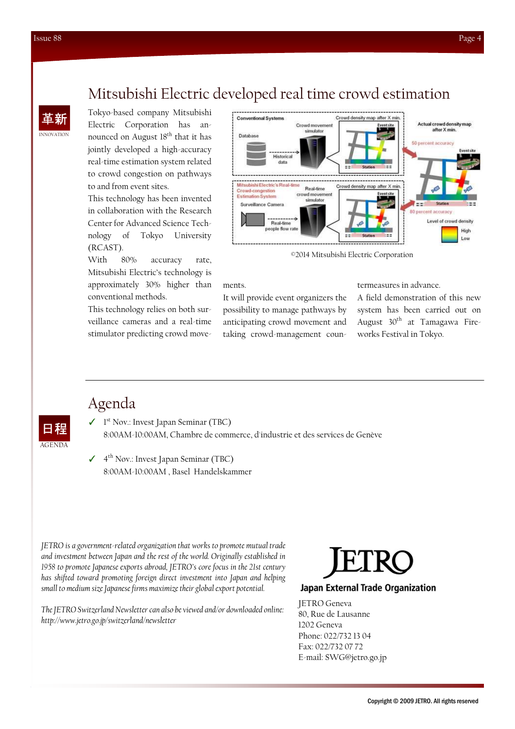# Mitsubishi Electric developed real time crowd estimation

革新

INNOVATION

Tokyo-based company Mitsubishi Electric Corporation has announced on August 18th that it has jointly developed a high-accuracy real-time estimation system related to crowd congestion on pathways to and from event sites.

This technology has been invented in collaboration with the Research Center for Advanced Science Technology of Tokyo University (RCAST).

With 80% accuracy rate, Mitsubishi Electric's technology is approximately 30% higher than conventional methods.

This technology relies on both surveillance cameras and a real-time stimulator predicting crowd movements.

It will provide event organizers the possibility to manage pathways by anticipating crowd movement and taking crowd-management countermeasures in advance.

A field demonstration of this new system has been carried out on August 30th at Tamagawa Fireworks Festival in Tokyo.

Conventional Systems
Database
Historical data
Crowd movement simulator
Crowd density map after X min.
Event site
Station
Actual crowd density map after X min.
50 percent accuracy
Event site
Station
Mitsubishi Electric's Real-time Crowd-congestion Estimation System
Surveillance Camera
Real-time people flow rate
Real-time crowd movement simulator
Crowd density map after X min.
Event site
Station
80 percent accuracy
Level of crowd density
High
Low

©2014 Mitsubishi Electric Corporation

# Agenda

日程

AGENDA

- ✓ 1st Nov.: Invest Japan Seminar (TBC)
  8:00AM-10:00AM, Chambre de commerce, d'industrie et des services de Genève
- ✓ 4th Nov.: Invest Japan Seminar (TBC)
  8:00AM-10:00AM , Basel Handelskammer

*JETRO is a government-related organization that works to promote mutual trade and investment between Japan and the rest of the world. Originally established in 1958 to promote Japanese exports abroad, JETRO's core focus in the 21st century has shifted toward promoting foreign direct investment into Japan and helping small to medium size Japanese firms maximize their global export potential.*

*The JETRO Switzerland Newsletter can also be viewed and/or downloaded online: http://www.jetro.go.jp/switzerland/newsletter*

JETRO
**Japan External Trade Organization**

JETRO Geneva
80, Rue de Lausanne
1202 Geneva
Phone: 022/732 13 04
Fax: 022/732 07 72
E-mail: SWG@jetro.go.jp

Copyright © 2009 JETRO. All rights reserved